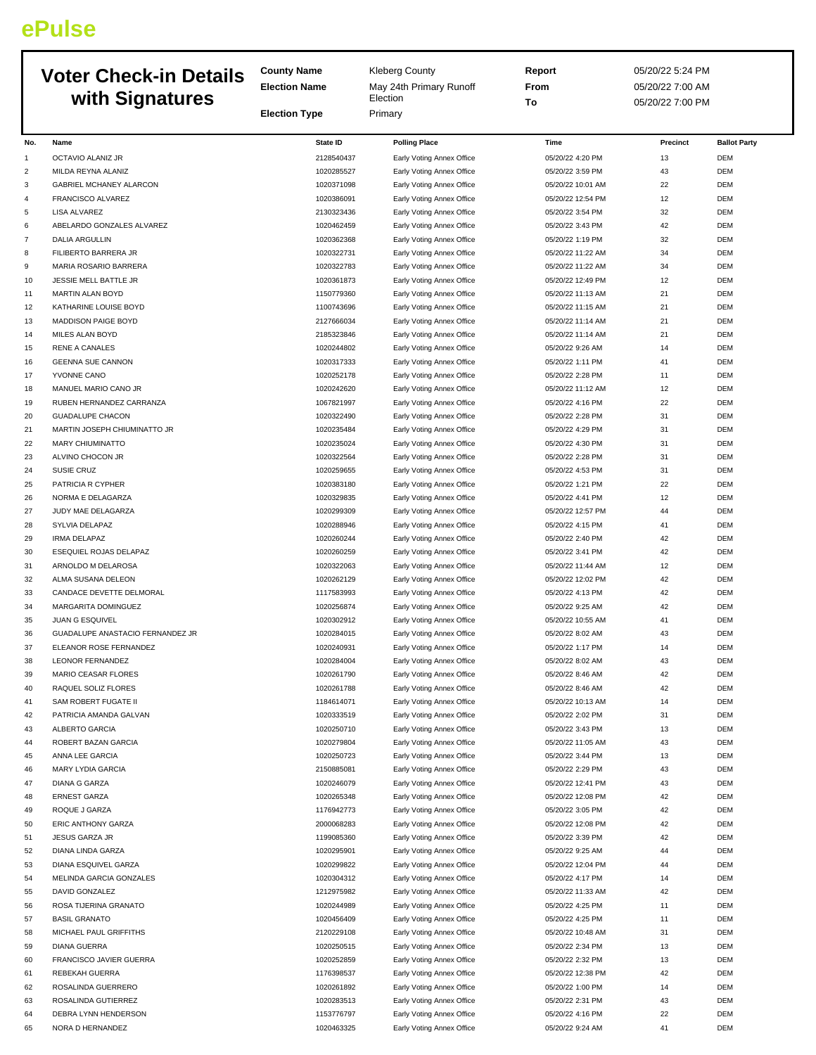ePulse

# Voter Check-in Details with Signatures

| | | | |
|---|---|---|---|
| **County Name** | Kleberg County | **Report** | 05/20/22 5:24 PM |
| **Election Name** | May 24th Primary Runoff Election | **From** | 05/20/22 7:00 AM |
| **Election Type** | Primary | **To** | 05/20/22 7:00 PM |

| No. | Name | State ID | Polling Place | Time | Precinct | Ballot Party |
|---|---|---|---|---|---|---|
| 1 | OCTAVIO ALANIZ JR | 2128540437 | Early Voting Annex Office | 05/20/22 4:20 PM | 13 | DEM |
| 2 | MILDA REYNA ALANIZ | 1020285527 | Early Voting Annex Office | 05/20/22 3:59 PM | 43 | DEM |
| 3 | GABRIEL MCHANEY ALARCON | 1020371098 | Early Voting Annex Office | 05/20/22 10:01 AM | 22 | DEM |
| 4 | FRANCISCO ALVAREZ | 1020386091 | Early Voting Annex Office | 05/20/22 12:54 PM | 12 | DEM |
| 5 | LISA ALVAREZ | 2130323436 | Early Voting Annex Office | 05/20/22 3:54 PM | 32 | DEM |
| 6 | ABELARDO GONZALES ALVAREZ | 1020462459 | Early Voting Annex Office | 05/20/22 3:43 PM | 42 | DEM |
| 7 | DALIA ARGULLIN | 1020362368 | Early Voting Annex Office | 05/20/22 1:19 PM | 32 | DEM |
| 8 | FILIBERTO BARRERA JR | 1020322731 | Early Voting Annex Office | 05/20/22 11:22 AM | 34 | DEM |
| 9 | MARIA ROSARIO BARRERA | 1020322783 | Early Voting Annex Office | 05/20/22 11:22 AM | 34 | DEM |
| 10 | JESSIE MELL BATTLE JR | 1020361873 | Early Voting Annex Office | 05/20/22 12:49 PM | 12 | DEM |
| 11 | MARTIN ALAN BOYD | 1150779360 | Early Voting Annex Office | 05/20/22 11:13 AM | 21 | DEM |
| 12 | KATHARINE LOUISE BOYD | 1100743696 | Early Voting Annex Office | 05/20/22 11:15 AM | 21 | DEM |
| 13 | MADDISON PAIGE BOYD | 2127666034 | Early Voting Annex Office | 05/20/22 11:14 AM | 21 | DEM |
| 14 | MILES ALAN BOYD | 2185323846 | Early Voting Annex Office | 05/20/22 11:14 AM | 21 | DEM |
| 15 | RENE A CANALES | 1020244802 | Early Voting Annex Office | 05/20/22 9:26 AM | 14 | DEM |
| 16 | GEENNA SUE CANNON | 1020317333 | Early Voting Annex Office | 05/20/22 1:11 PM | 41 | DEM |
| 17 | YVONNE CANO | 1020252178 | Early Voting Annex Office | 05/20/22 2:28 PM | 11 | DEM |
| 18 | MANUEL MARIO CANO JR | 1020242620 | Early Voting Annex Office | 05/20/22 11:12 AM | 12 | DEM |
| 19 | RUBEN HERNANDEZ CARRANZA | 1067821997 | Early Voting Annex Office | 05/20/22 4:16 PM | 22 | DEM |
| 20 | GUADALUPE CHACON | 1020322490 | Early Voting Annex Office | 05/20/22 2:28 PM | 31 | DEM |
| 21 | MARTIN JOSEPH CHIUMINATTO JR | 1020235484 | Early Voting Annex Office | 05/20/22 4:29 PM | 31 | DEM |
| 22 | MARY CHIUMINATTO | 1020235024 | Early Voting Annex Office | 05/20/22 4:30 PM | 31 | DEM |
| 23 | ALVINO CHOCON JR | 1020322564 | Early Voting Annex Office | 05/20/22 2:28 PM | 31 | DEM |
| 24 | SUSIE CRUZ | 1020259655 | Early Voting Annex Office | 05/20/22 4:53 PM | 31 | DEM |
| 25 | PATRICIA R CYPHER | 1020383180 | Early Voting Annex Office | 05/20/22 1:21 PM | 22 | DEM |
| 26 | NORMA E DELAGARZA | 1020329835 | Early Voting Annex Office | 05/20/22 4:41 PM | 12 | DEM |
| 27 | JUDY MAE DELAGARZA | 1020299309 | Early Voting Annex Office | 05/20/22 12:57 PM | 44 | DEM |
| 28 | SYLVIA DELAPAZ | 1020288946 | Early Voting Annex Office | 05/20/22 4:15 PM | 41 | DEM |
| 29 | IRMA DELAPAZ | 1020260244 | Early Voting Annex Office | 05/20/22 2:40 PM | 42 | DEM |
| 30 | ESEQUIEL ROJAS DELAPAZ | 1020260259 | Early Voting Annex Office | 05/20/22 3:41 PM | 42 | DEM |
| 31 | ARNOLDO M DELAROSA | 1020322063 | Early Voting Annex Office | 05/20/22 11:44 AM | 12 | DEM |
| 32 | ALMA SUSANA DELEON | 1020262129 | Early Voting Annex Office | 05/20/22 12:02 PM | 42 | DEM |
| 33 | CANDACE DEVETTE DELMORAL | 1117583993 | Early Voting Annex Office | 05/20/22 4:13 PM | 42 | DEM |
| 34 | MARGARITA DOMINGUEZ | 1020256874 | Early Voting Annex Office | 05/20/22 9:25 AM | 42 | DEM |
| 35 | JUAN G ESQUIVEL | 1020302912 | Early Voting Annex Office | 05/20/22 10:55 AM | 41 | DEM |
| 36 | GUADALUPE ANASTACIO FERNANDEZ JR | 1020284015 | Early Voting Annex Office | 05/20/22 8:02 AM | 43 | DEM |
| 37 | ELEANOR ROSE FERNANDEZ | 1020240931 | Early Voting Annex Office | 05/20/22 1:17 PM | 14 | DEM |
| 38 | LEONOR FERNANDEZ | 1020284004 | Early Voting Annex Office | 05/20/22 8:02 AM | 43 | DEM |
| 39 | MARIO CEASAR FLORES | 1020261790 | Early Voting Annex Office | 05/20/22 8:46 AM | 42 | DEM |
| 40 | RAQUEL SOLIZ FLORES | 1020261788 | Early Voting Annex Office | 05/20/22 8:46 AM | 42 | DEM |
| 41 | SAM ROBERT FUGATE II | 1184614071 | Early Voting Annex Office | 05/20/22 10:13 AM | 14 | DEM |
| 42 | PATRICIA AMANDA GALVAN | 1020333519 | Early Voting Annex Office | 05/20/22 2:02 PM | 31 | DEM |
| 43 | ALBERTO GARCIA | 1020250710 | Early Voting Annex Office | 05/20/22 3:43 PM | 13 | DEM |
| 44 | ROBERT BAZAN GARCIA | 1020279804 | Early Voting Annex Office | 05/20/22 11:05 AM | 43 | DEM |
| 45 | ANNA LEE GARCIA | 1020250723 | Early Voting Annex Office | 05/20/22 3:44 PM | 13 | DEM |
| 46 | MARY LYDIA GARCIA | 2150885081 | Early Voting Annex Office | 05/20/22 2:29 PM | 43 | DEM |
| 47 | DIANA G GARZA | 1020246079 | Early Voting Annex Office | 05/20/22 12:41 PM | 43 | DEM |
| 48 | ERNEST GARZA | 1020265348 | Early Voting Annex Office | 05/20/22 12:08 PM | 42 | DEM |
| 49 | ROQUE J GARZA | 1176942773 | Early Voting Annex Office | 05/20/22 3:05 PM | 42 | DEM |
| 50 | ERIC ANTHONY GARZA | 2000068283 | Early Voting Annex Office | 05/20/22 12:08 PM | 42 | DEM |
| 51 | JESUS GARZA JR | 1199085360 | Early Voting Annex Office | 05/20/22 3:39 PM | 42 | DEM |
| 52 | DIANA LINDA GARZA | 1020295901 | Early Voting Annex Office | 05/20/22 9:25 AM | 44 | DEM |
| 53 | DIANA ESQUIVEL GARZA | 1020299822 | Early Voting Annex Office | 05/20/22 12:04 PM | 44 | DEM |
| 54 | MELINDA GARCIA GONZALES | 1020304312 | Early Voting Annex Office | 05/20/22 4:17 PM | 14 | DEM |
| 55 | DAVID GONZALEZ | 1212975982 | Early Voting Annex Office | 05/20/22 11:33 AM | 42 | DEM |
| 56 | ROSA TIJERINA GRANATO | 1020244989 | Early Voting Annex Office | 05/20/22 4:25 PM | 11 | DEM |
| 57 | BASIL GRANATO | 1020456409 | Early Voting Annex Office | 05/20/22 4:25 PM | 11 | DEM |
| 58 | MICHAEL PAUL GRIFFITHS | 2120229108 | Early Voting Annex Office | 05/20/22 10:48 AM | 31 | DEM |
| 59 | DIANA GUERRA | 1020250515 | Early Voting Annex Office | 05/20/22 2:34 PM | 13 | DEM |
| 60 | FRANCISCO JAVIER GUERRA | 1020252859 | Early Voting Annex Office | 05/20/22 2:32 PM | 13 | DEM |
| 61 | REBEKAH GUERRA | 1176398537 | Early Voting Annex Office | 05/20/22 12:38 PM | 42 | DEM |
| 62 | ROSALINDA GUERRERO | 1020261892 | Early Voting Annex Office | 05/20/22 1:00 PM | 14 | DEM |
| 63 | ROSALINDA GUTIERREZ | 1020283513 | Early Voting Annex Office | 05/20/22 2:31 PM | 43 | DEM |
| 64 | DEBRA LYNN HENDERSON | 1153776797 | Early Voting Annex Office | 05/20/22 4:16 PM | 22 | DEM |
| 65 | NORA D HERNANDEZ | 1020463325 | Early Voting Annex Office | 05/20/22 9:24 AM | 41 | DEM |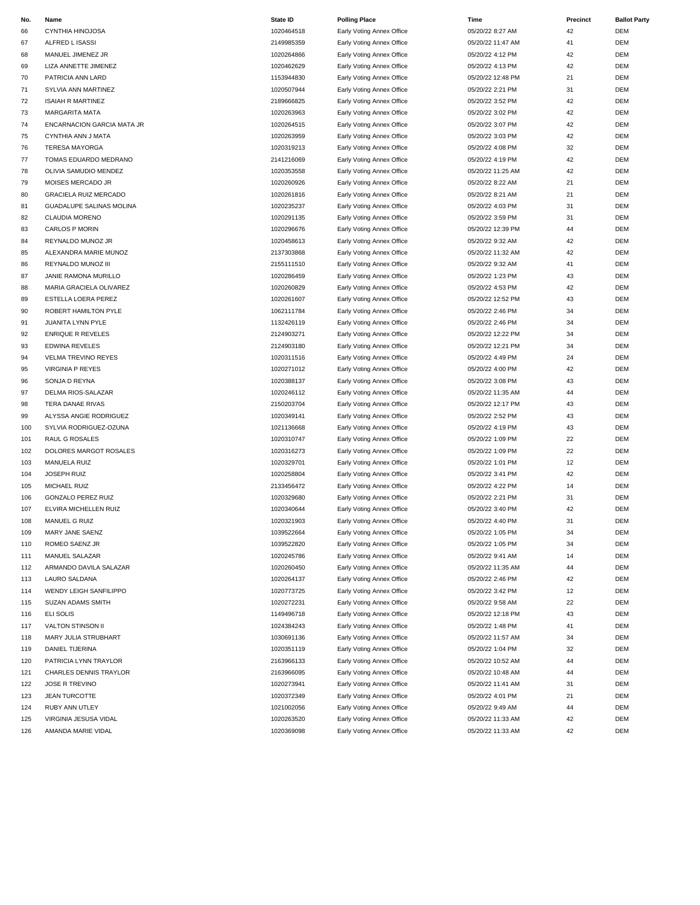| No. | Name | State ID | Polling Place | Time | Precinct | Ballot Party |
|---|---|---|---|---|---|---|
| 66 | CYNTHIA HINOJOSA | 1020464518 | Early Voting Annex Office | 05/20/22 8:27 AM | 42 | DEM |
| 67 | ALFRED L ISASSI | 2149985359 | Early Voting Annex Office | 05/20/22 11:47 AM | 41 | DEM |
| 68 | MANUEL JIMENEZ JR | 1020264866 | Early Voting Annex Office | 05/20/22 4:12 PM | 42 | DEM |
| 69 | LIZA ANNETTE JIMENEZ | 1020462629 | Early Voting Annex Office | 05/20/22 4:13 PM | 42 | DEM |
| 70 | PATRICIA ANN LARD | 1153944830 | Early Voting Annex Office | 05/20/22 12:48 PM | 21 | DEM |
| 71 | SYLVIA ANN MARTINEZ | 1020507944 | Early Voting Annex Office | 05/20/22 2:21 PM | 31 | DEM |
| 72 | ISAIAH R MARTINEZ | 2189666825 | Early Voting Annex Office | 05/20/22 3:52 PM | 42 | DEM |
| 73 | MARGARITA MATA | 1020263963 | Early Voting Annex Office | 05/20/22 3:02 PM | 42 | DEM |
| 74 | ENCARNACION GARCIA MATA JR | 1020264515 | Early Voting Annex Office | 05/20/22 3:07 PM | 42 | DEM |
| 75 | CYNTHIA ANN J MATA | 1020263959 | Early Voting Annex Office | 05/20/22 3:03 PM | 42 | DEM |
| 76 | TERESA MAYORGA | 1020319213 | Early Voting Annex Office | 05/20/22 4:08 PM | 32 | DEM |
| 77 | TOMAS EDUARDO MEDRANO | 2141216069 | Early Voting Annex Office | 05/20/22 4:19 PM | 42 | DEM |
| 78 | OLIVIA SAMUDIO MENDEZ | 1020353558 | Early Voting Annex Office | 05/20/22 11:25 AM | 42 | DEM |
| 79 | MOISES MERCADO JR | 1020260926 | Early Voting Annex Office | 05/20/22 8:22 AM | 21 | DEM |
| 80 | GRACIELA RUIZ MERCADO | 1020261816 | Early Voting Annex Office | 05/20/22 8:21 AM | 21 | DEM |
| 81 | GUADALUPE SALINAS MOLINA | 1020235237 | Early Voting Annex Office | 05/20/22 4:03 PM | 31 | DEM |
| 82 | CLAUDIA MORENO | 1020291135 | Early Voting Annex Office | 05/20/22 3:59 PM | 31 | DEM |
| 83 | CARLOS P MORIN | 1020296676 | Early Voting Annex Office | 05/20/22 12:39 PM | 44 | DEM |
| 84 | REYNALDO MUNOZ JR | 1020458613 | Early Voting Annex Office | 05/20/22 9:32 AM | 42 | DEM |
| 85 | ALEXANDRA MARIE MUNOZ | 2137303868 | Early Voting Annex Office | 05/20/22 11:32 AM | 42 | DEM |
| 86 | REYNALDO MUNOZ III | 2155111510 | Early Voting Annex Office | 05/20/22 9:32 AM | 41 | DEM |
| 87 | JANIE RAMONA MURILLO | 1020286459 | Early Voting Annex Office | 05/20/22 1:23 PM | 43 | DEM |
| 88 | MARIA GRACIELA OLIVAREZ | 1020260829 | Early Voting Annex Office | 05/20/22 4:53 PM | 42 | DEM |
| 89 | ESTELLA LOERA PEREZ | 1020261607 | Early Voting Annex Office | 05/20/22 12:52 PM | 43 | DEM |
| 90 | ROBERT HAMILTON PYLE | 1062111784 | Early Voting Annex Office | 05/20/22 2:46 PM | 34 | DEM |
| 91 | JUANITA LYNN PYLE | 1132426119 | Early Voting Annex Office | 05/20/22 2:46 PM | 34 | DEM |
| 92 | ENRIQUE R REVELES | 2124903271 | Early Voting Annex Office | 05/20/22 12:22 PM | 34 | DEM |
| 93 | EDWINA REVELES | 2124903180 | Early Voting Annex Office | 05/20/22 12:21 PM | 34 | DEM |
| 94 | VELMA TREVINO REYES | 1020311516 | Early Voting Annex Office | 05/20/22 4:49 PM | 24 | DEM |
| 95 | VIRGINIA P REYES | 1020271012 | Early Voting Annex Office | 05/20/22 4:00 PM | 42 | DEM |
| 96 | SONJA D REYNA | 1020388137 | Early Voting Annex Office | 05/20/22 3:08 PM | 43 | DEM |
| 97 | DELMA RIOS-SALAZAR | 1020246112 | Early Voting Annex Office | 05/20/22 11:35 AM | 44 | DEM |
| 98 | TERA DANAE RIVAS | 2150203704 | Early Voting Annex Office | 05/20/22 12:17 PM | 43 | DEM |
| 99 | ALYSSA ANGIE RODRIGUEZ | 1020349141 | Early Voting Annex Office | 05/20/22 2:52 PM | 43 | DEM |
| 100 | SYLVIA RODRIGUEZ-OZUNA | 1021136668 | Early Voting Annex Office | 05/20/22 4:19 PM | 43 | DEM |
| 101 | RAUL G ROSALES | 1020310747 | Early Voting Annex Office | 05/20/22 1:09 PM | 22 | DEM |
| 102 | DOLORES MARGOT ROSALES | 1020316273 | Early Voting Annex Office | 05/20/22 1:09 PM | 22 | DEM |
| 103 | MANUELA RUIZ | 1020329701 | Early Voting Annex Office | 05/20/22 1:01 PM | 12 | DEM |
| 104 | JOSEPH RUIZ | 1020258804 | Early Voting Annex Office | 05/20/22 3:41 PM | 42 | DEM |
| 105 | MICHAEL RUIZ | 2133456472 | Early Voting Annex Office | 05/20/22 4:22 PM | 14 | DEM |
| 106 | GONZALO PEREZ RUIZ | 1020329680 | Early Voting Annex Office | 05/20/22 2:21 PM | 31 | DEM |
| 107 | ELVIRA MICHELLEN RUIZ | 1020340644 | Early Voting Annex Office | 05/20/22 3:40 PM | 42 | DEM |
| 108 | MANUEL G RUIZ | 1020321903 | Early Voting Annex Office | 05/20/22 4:40 PM | 31 | DEM |
| 109 | MARY JANE SAENZ | 1039522664 | Early Voting Annex Office | 05/20/22 1:05 PM | 34 | DEM |
| 110 | ROMEO SAENZ JR | 1039522820 | Early Voting Annex Office | 05/20/22 1:05 PM | 34 | DEM |
| 111 | MANUEL SALAZAR | 1020245786 | Early Voting Annex Office | 05/20/22 9:41 AM | 14 | DEM |
| 112 | ARMANDO DAVILA SALAZAR | 1020260450 | Early Voting Annex Office | 05/20/22 11:35 AM | 44 | DEM |
| 113 | LAURO SALDANA | 1020264137 | Early Voting Annex Office | 05/20/22 2:46 PM | 42 | DEM |
| 114 | WENDY LEIGH SANFILIPPO | 1020773725 | Early Voting Annex Office | 05/20/22 3:42 PM | 12 | DEM |
| 115 | SUZAN ADAMS SMITH | 1020272231 | Early Voting Annex Office | 05/20/22 9:58 AM | 22 | DEM |
| 116 | ELI SOLIS | 1149496718 | Early Voting Annex Office | 05/20/22 12:18 PM | 43 | DEM |
| 117 | VALTON STINSON II | 1024384243 | Early Voting Annex Office | 05/20/22 1:48 PM | 41 | DEM |
| 118 | MARY JULIA STRUBHART | 1030691136 | Early Voting Annex Office | 05/20/22 11:57 AM | 34 | DEM |
| 119 | DANIEL TIJERINA | 1020351119 | Early Voting Annex Office | 05/20/22 1:04 PM | 32 | DEM |
| 120 | PATRICIA LYNN TRAYLOR | 2163966133 | Early Voting Annex Office | 05/20/22 10:52 AM | 44 | DEM |
| 121 | CHARLES DENNIS TRAYLOR | 2163966095 | Early Voting Annex Office | 05/20/22 10:48 AM | 44 | DEM |
| 122 | JOSE R TREVINO | 1020273941 | Early Voting Annex Office | 05/20/22 11:41 AM | 31 | DEM |
| 123 | JEAN TURCOTTE | 1020372349 | Early Voting Annex Office | 05/20/22 4:01 PM | 21 | DEM |
| 124 | RUBY ANN UTLEY | 1021002056 | Early Voting Annex Office | 05/20/22 9:49 AM | 44 | DEM |
| 125 | VIRGINIA JESUSA VIDAL | 1020263520 | Early Voting Annex Office | 05/20/22 11:33 AM | 42 | DEM |
| 126 | AMANDA MARIE VIDAL | 1020369098 | Early Voting Annex Office | 05/20/22 11:33 AM | 42 | DEM |